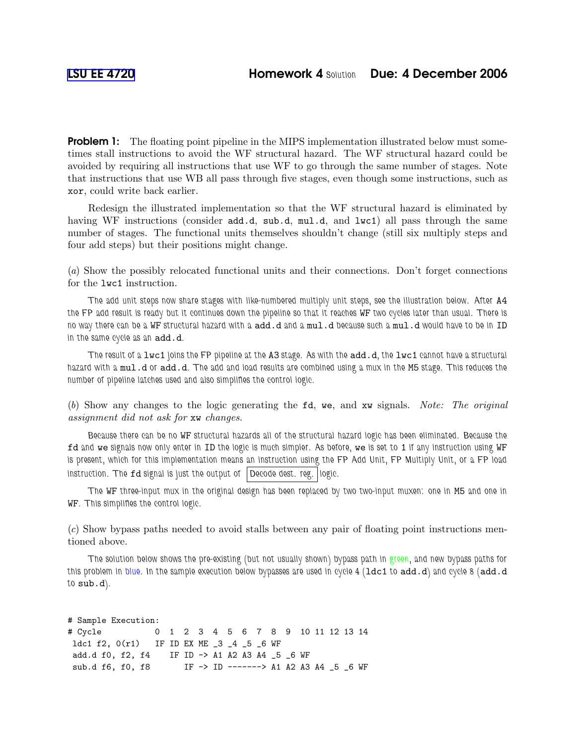LSU EE 4720 **Homework 4** Solution **Due: 4 December 2006**

**Problem 1:** The floating point pipeline in the MIPS implementation illustrated below must sometimes stall instructions to avoid the WF structural hazard. The WF structural hazard could be avoided by requiring all instructions that use WF to go through the same number of stages. Note that instructions that use WB all pass through five stages, even though some instructions, such as `xor`, could write back earlier.

Redesign the illustrated implementation so that the WF structural hazard is eliminated by having WF instructions (consider `add.d`, `sub.d`, `mul.d`, and `lwc1`) all pass through the same number of stages. The functional units themselves shouldn't change (still six multiply steps and four add steps) but their positions might change.

(*a*) Show the possibly relocated functional units and their connections. Don't forget connections for the `lwc1` instruction.

The add unit steps now share stages with like-numbered multiply unit steps, see the illustration below. After A4 the FP add result is ready but it continues down the pipeline so that it reaches WF two cycles later than usual. There is no way there can be a WF structural hazard with a `add.d` and a `mul.d` because such a `mul.d` would have to be in ID in the same cycle as an `add.d`.

The result of a `lwc1` joins the FP pipeline at the A3 stage. As with the `add.d`, the `lwc1` cannot have a structural hazard with a `mul.d` or `add.d`. The add and load results are combined using a mux in the M5 stage. This reduces the number of pipeline latches used and also simplifies the control logic.

(*b*) Show any changes to the logic generating the `fd`, `we`, and `xw` signals. *Note: The original assignment did not ask for* `xw` *changes.*

Because there can be no WF structural hazards all of the structural hazard logic has been eliminated. Because the `fd` and `we` signals now only enter in ID the logic is much simpler. As before, `we` is set to 1 if any instruction using WF is present, which for this implementation means an instruction using the FP Add Unit, FP Multiply Unit, or a FP load instruction. The `fd` signal is just the output of Decode dest. reg. logic.

The WF three-input mux in the original design has been replaced by two two-input muxen: one in M5 and one in WF. This simplifies the control logic.

(*c*) Show bypass paths needed to avoid stalls between any pair of floating point instructions mentioned above.

The solution below shows the pre-existing (but not usually shown) bypass path in green, and new bypass paths for this problem in blue. In the sample execution below bypasses are used in cycle 4 (`ldc1` to `add.d`) and cycle 8 (`add.d` to `sub.d`).

```
# Sample Execution:
# Cycle          0  1  2  3  4  5  6  7  8  9  10 11 12 13 14
 ldc1 f2, 0(r1)  IF ID EX ME _3 _4 _5 _6 WF
 add.d f0, f2, f4   IF ID -> A1 A2 A3 A4 _5 _6 WF
 sub.d f6, f0, f8      IF -> ID -------> A1 A2 A3 A4 _5 _6 WF
```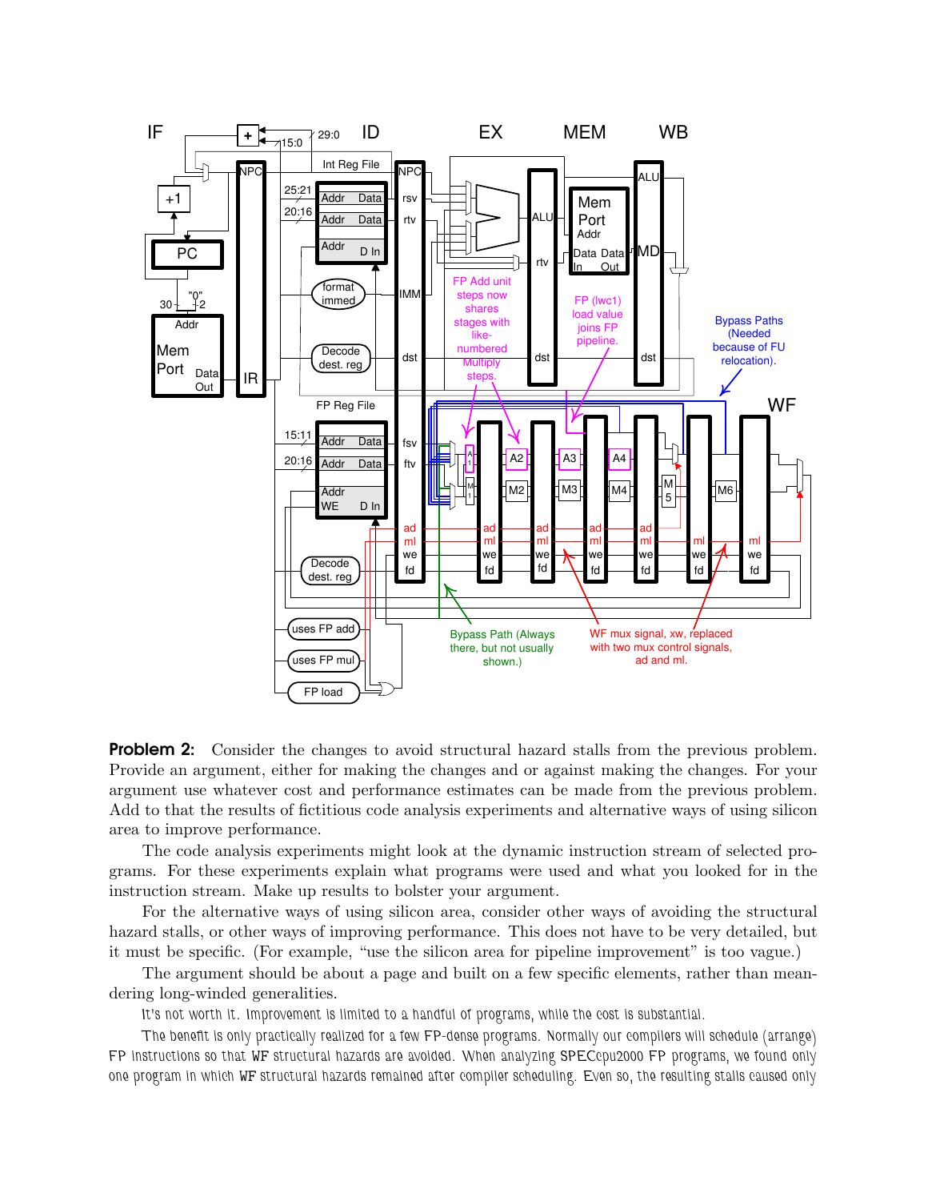**Problem 2:** Consider the changes to avoid structural hazard stalls from the previous problem. Provide an argument, either for making the changes and or against making the changes. For your argument use whatever cost and performance estimates can be made from the previous problem. Add to that the results of fictitious code analysis experiments and alternative ways of using silicon area to improve performance.

The code analysis experiments might look at the dynamic instruction stream of selected programs. For these experiments explain what programs were used and what you looked for in the instruction stream. Make up results to bolster your argument.

For the alternative ways of using silicon area, consider other ways of avoiding the structural hazard stalls, or other ways of improving performance. This does not have to be very detailed, but it must be specific. (For example, "use the silicon area for pipeline improvement" is too vague.)

The argument should be about a page and built on a few specific elements, rather than meandering long-winded generalities.

It's not worth it. Improvement is limited to a handful of programs, while the cost is substantial.

The benefit is only practically realized for a few FP-dense programs. Normally our compilers will schedule (arrange) FP instructions so that WF structural hazards are avoided. When analyzing SPECcpu2000 FP programs, we found only one program in which WF structural hazards remained after compiler scheduling. Even so, the resulting stalls caused only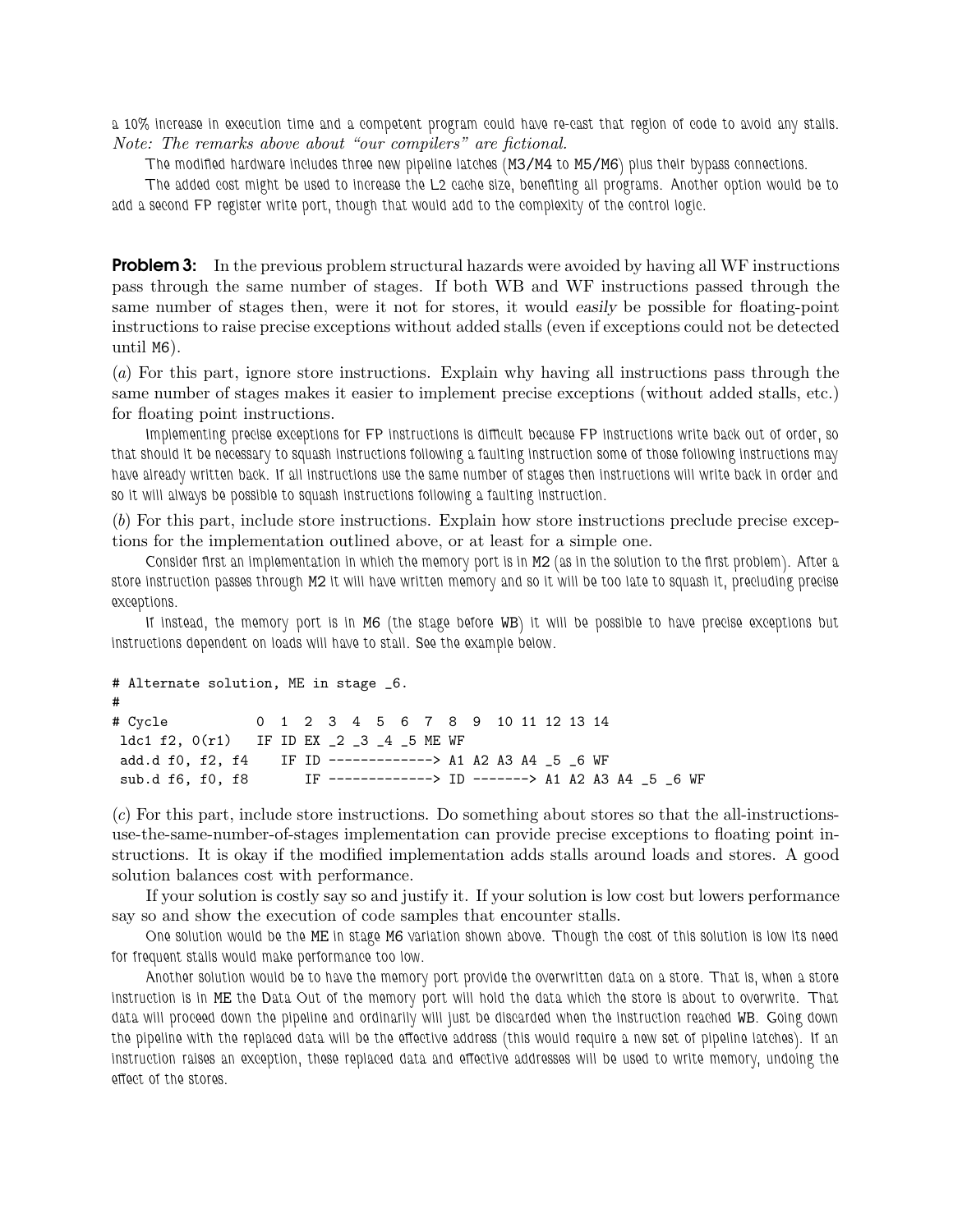a 10% increase in execution time and a competent program could have re-cast that region of code to avoid any stalls. *Note: The remarks above about "our compilers" are fictional.*

The modified hardware includes three new pipeline latches (M3/M4 to M5/M6) plus their bypass connections.

The added cost might be used to increase the L2 cache size, benefiting all programs. Another option would be to add a second FP register write port, though that would add to the complexity of the control logic.

**Problem 3:** In the previous problem structural hazards were avoided by having all WF instructions pass through the same number of stages. If both WB and WF instructions passed through the same number of stages then, were it not for stores, it would *easily* be possible for floating-point instructions to raise precise exceptions without added stalls (even if exceptions could not be detected until M6).

(*a*) For this part, ignore store instructions. Explain why having all instructions pass through the same number of stages makes it easier to implement precise exceptions (without added stalls, etc.) for floating point instructions.

Implementing precise exceptions for FP instructions is difficult because FP instructions write back out of order, so that should it be necessary to squash instructions following a faulting instruction some of those following instructions may have already written back. If all instructions use the same number of stages then instructions will write back in order and so it will always be possible to squash instructions following a faulting instruction.

(*b*) For this part, include store instructions. Explain how store instructions preclude precise exceptions for the implementation outlined above, or at least for a simple one.

Consider first an implementation in which the memory port is in M2 (as in the solution to the first problem). After a store instruction passes through M2 it will have written memory and so it will be too late to squash it, precluding precise exceptions.

If instead, the memory port is in M6 (the stage before WB) it will be possible to have precise exceptions but instructions dependent on loads will have to stall. See the example below.

```
# Alternate solution, ME in stage _6.
#
# Cycle           0  1  2  3  4  5  6  7  8  9  10 11 12 13 14
 ldc1 f2, 0(r1)   IF ID EX _2 _3 _4 _5 ME WF
 add.d f0, f2, f4    IF ID -------------> A1 A2 A3 A4 _5 _6 WF
 sub.d f6, f0, f8       IF -------------> ID -------> A1 A2 A3 A4 _5 _6 WF
```

(*c*) For this part, include store instructions. Do something about stores so that the all-instructions-use-the-same-number-of-stages implementation can provide precise exceptions to floating point instructions. It is okay if the modified implementation adds stalls around loads and stores. A good solution balances cost with performance.

If your solution is costly say so and justify it. If your solution is low cost but lowers performance say so and show the execution of code samples that encounter stalls.

One solution would be the ME in stage M6 variation shown above. Though the cost of this solution is low its need for frequent stalls would make performance too low.

Another solution would be to have the memory port provide the overwritten data on a store. That is, when a store instruction is in ME the Data Out of the memory port will hold the data which the store is about to overwrite. That data will proceed down the pipeline and ordinarily will just be discarded when the instruction reached WB. Going down the pipeline with the replaced data will be the effective address (this would require a new set of pipeline latches). If an instruction raises an exception, these replaced data and effective addresses will be used to write memory, undoing the effect of the stores.